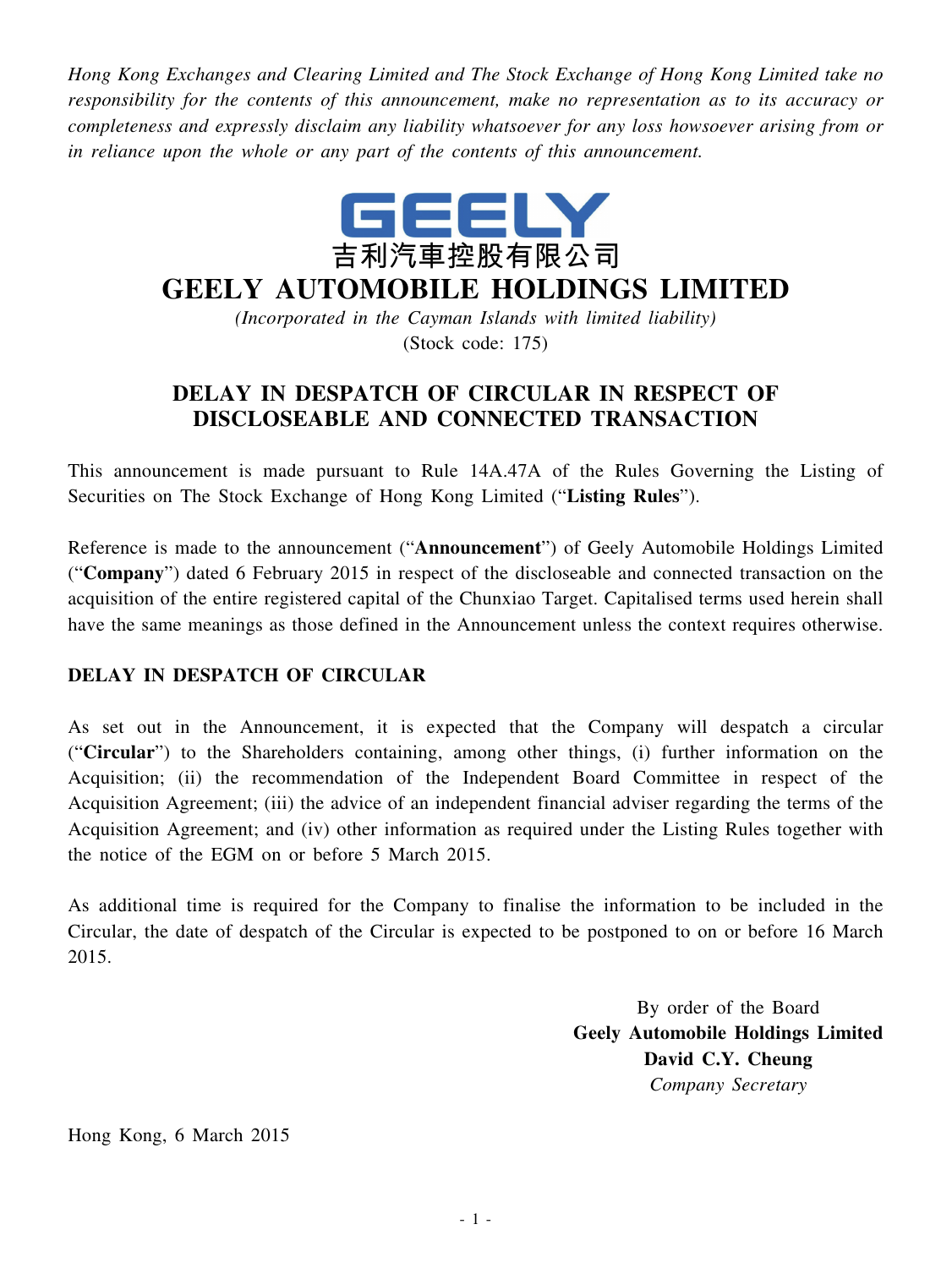*Hong Kong Exchanges and Clearing Limited and The Stock Exchange of Hong Kong Limited take no responsibility for the contents of this announcement, make no representation as to its accuracy or completeness and expressly disclaim any liability whatsoever for any loss howsoever arising from or in reliance upon the whole or any part of the contents of this announcement.*

GEELY

吉利汽車控股有限公司

# GEELY AUTOMOBILE HOLDINGS LIMITED

*(Incorporated in the Cayman Islands with limited liability)*

(Stock code: 175)

## DELAY IN DESPATCH OF CIRCULAR IN RESPECT OF DISCLOSEABLE AND CONNECTED TRANSACTION

This announcement is made pursuant to Rule 14A.47A of the Rules Governing the Listing of Securities on The Stock Exchange of Hong Kong Limited ("**Listing Rules**").

Reference is made to the announcement ("**Announcement**") of Geely Automobile Holdings Limited ("**Company**") dated 6 February 2015 in respect of the discloseable and connected transaction on the acquisition of the entire registered capital of the Chunxiao Target. Capitalised terms used herein shall have the same meanings as those defined in the Announcement unless the context requires otherwise.

### DELAY IN DESPATCH OF CIRCULAR

As set out in the Announcement, it is expected that the Company will despatch a circular ("**Circular**") to the Shareholders containing, among other things, (i) further information on the Acquisition; (ii) the recommendation of the Independent Board Committee in respect of the Acquisition Agreement; (iii) the advice of an independent financial adviser regarding the terms of the Acquisition Agreement; and (iv) other information as required under the Listing Rules together with the notice of the EGM on or before 5 March 2015.

As additional time is required for the Company to finalise the information to be included in the Circular, the date of despatch of the Circular is expected to be postponed to on or before 16 March 2015.

By order of the Board
**Geely Automobile Holdings Limited**
**David C.Y. Cheung**
*Company Secretary*

Hong Kong, 6 March 2015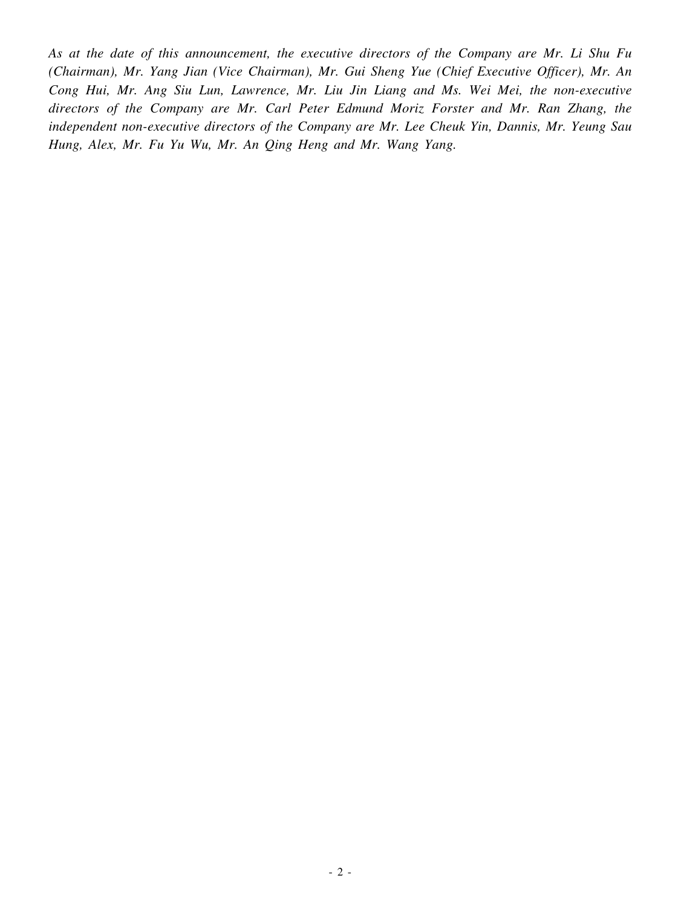*As at the date of this announcement, the executive directors of the Company are Mr. Li Shu Fu (Chairman), Mr. Yang Jian (Vice Chairman), Mr. Gui Sheng Yue (Chief Executive Officer), Mr. An Cong Hui, Mr. Ang Siu Lun, Lawrence, Mr. Liu Jin Liang and Ms. Wei Mei, the non-executive directors of the Company are Mr. Carl Peter Edmund Moriz Forster and Mr. Ran Zhang, the independent non-executive directors of the Company are Mr. Lee Cheuk Yin, Dannis, Mr. Yeung Sau Hung, Alex, Mr. Fu Yu Wu, Mr. An Qing Heng and Mr. Wang Yang.*